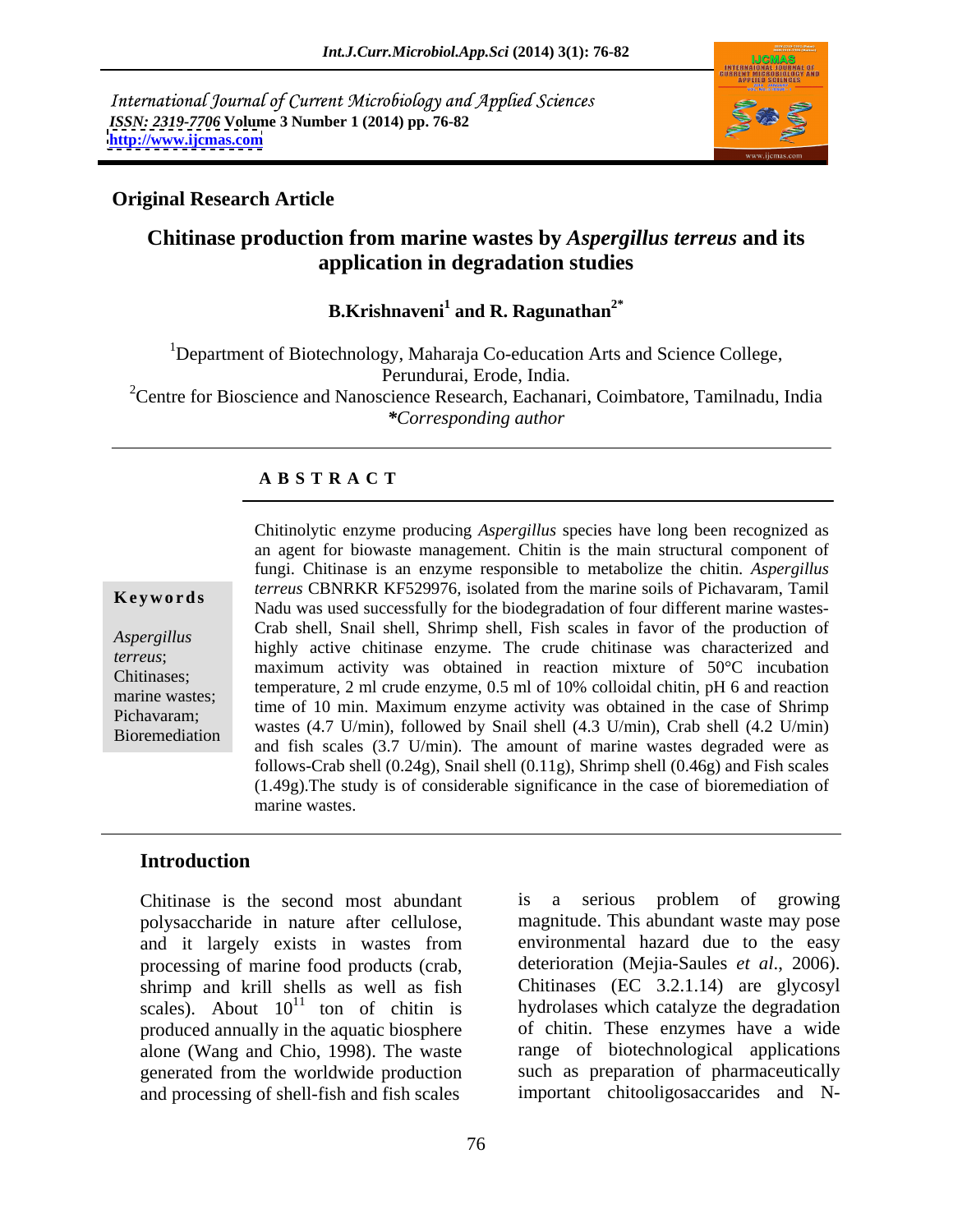International Journal of Current Microbiology and Applied Sciences
*ISSN: 2319-7706* **Volume 3 Number 1 (2014) pp. 76-82**
**http://www.ijcmas.com**

**Original Research Article**

# Chitinase production from marine wastes by *Aspergillus terreus* and its application in degradation studies

**B.Krishnaveni[1] and R. Ragunathan[2*]**

[1]Department of Biotechnology, Maharaja Co-education Arts and Science College, Perundurai, Erode, India.
[2]Centre for Bioscience and Nanoscience Research, Eachanari, Coimbatore, Tamilnadu, India
*\*Corresponding author*

## A B S T R A C T

**Keywords**

*Aspergillus terreus*; Chitinases; marine wastes; Pichavaram; Bioremediation

Chitinolytic enzyme producing *Aspergillus* species have long been recognized as an agent for biowaste management. Chitin is the main structural component of fungi. Chitinase is an enzyme responsible to metabolize the chitin. *Aspergillus terreus* CBNRKR KF529976, isolated from the marine soils of Pichavaram, Tamil Nadu was used successfully for the biodegradation of four different marine wastes-Crab shell, Snail shell, Shrimp shell, Fish scales in favor of the production of highly active chitinase enzyme. The crude chitinase was characterized and maximum activity was obtained in reaction mixture of 50°C incubation temperature, 2 ml crude enzyme, 0.5 ml of 10% colloidal chitin, pH 6 and reaction time of 10 min. Maximum enzyme activity was obtained in the case of Shrimp wastes (4.7 U/min), followed by Snail shell (4.3 U/min), Crab shell (4.2 U/min) and fish scales (3.7 U/min). The amount of marine wastes degraded were as follows-Crab shell (0.24g), Snail shell (0.11g), Shrimp shell (0.46g) and Fish scales (1.49g).The study is of considerable significance in the case of bioremediation of marine wastes.

## Introduction

Chitinase is the second most abundant polysaccharide in nature after cellulose, and it largely exists in wastes from processing of marine food products (crab, shrimp and krill shells as well as fish scales). About $10^{11}$ ton of chitin is produced annually in the aquatic biosphere alone (Wang and Chio, 1998). The waste generated from the worldwide production and processing of shell-fish and fish scales is a serious problem of growing magnitude. This abundant waste may pose environmental hazard due to the easy deterioration (Mejia-Saules *et al*., 2006). Chitinases (EC 3.2.1.14) are glycosyl hydrolases which catalyze the degradation of chitin. These enzymes have a wide range of biotechnological applications such as preparation of pharmaceutically important chitooligosaccarides and N-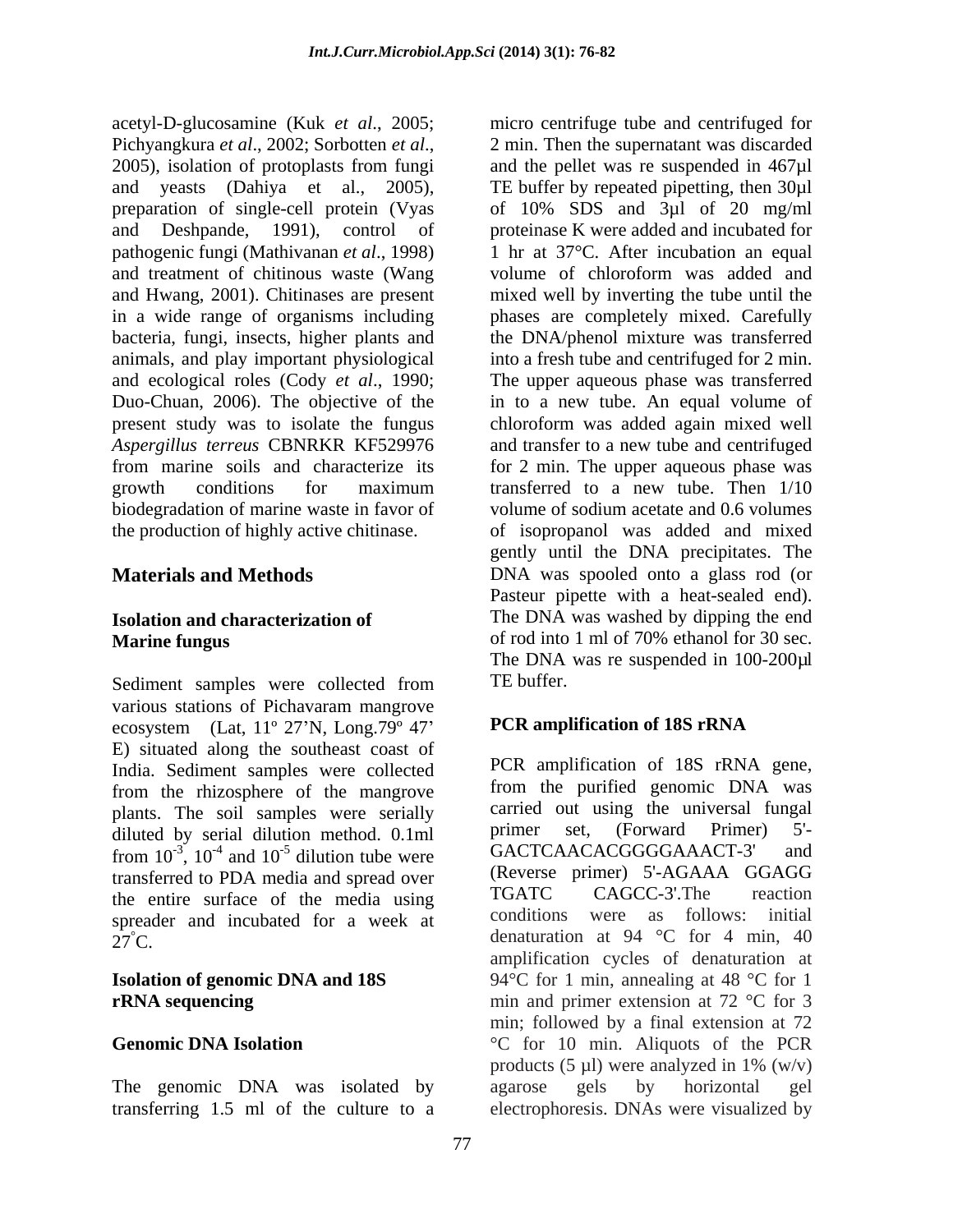acetyl-D-glucosamine (Kuk *et al*., 2005; Pichyangkura *et al*., 2002; Sorbotten *et al*., 2005), isolation of protoplasts from fungi and yeasts (Dahiya et al., 2005), preparation of single-cell protein (Vyas and Deshpande, 1991), control of pathogenic fungi (Mathivanan *et al*., 1998) and treatment of chitinous waste (Wang and Hwang, 2001). Chitinases are present in a wide range of organisms including bacteria, fungi, insects, higher plants and animals, and play important physiological and ecological roles (Cody *et al*., 1990; Duo-Chuan, 2006). The objective of the present study was to isolate the fungus *Aspergillus terreus* CBNRKR KF529976 from marine soils and characterize its growth conditions for maximum biodegradation of marine waste in favor of the production of highly active chitinase.

## Materials and Methods

### Isolation and characterization of Marine fungus

Sediment samples were collected from various stations of Pichavaram mangrove ecosystem (Lat, 11º 27'N, Long.79º 47' E) situated along the southeast coast of India. Sediment samples were collected from the rhizosphere of the mangrove plants. The soil samples were serially diluted by serial dilution method. 0.1ml from $10^{-3}$, $10^{-4}$ and $10^{-5}$ dilution tube were transferred to PDA media and spread over the entire surface of the media using spreader and incubated for a week at $27^{\circ}$C.

### Isolation of genomic DNA and 18S rRNA sequencing

### Genomic DNA Isolation

The genomic DNA was isolated by transferring 1.5 ml of the culture to a micro centrifuge tube and centrifuged for 2 min. Then the supernatant was discarded and the pellet was re suspended in 467µl TE buffer by repeated pipetting, then 30µl of 10% SDS and 3µl of 20 mg/ml proteinase K were added and incubated for 1 hr at 37°C. After incubation an equal volume of chloroform was added and mixed well by inverting the tube until the phases are completely mixed. Carefully the DNA/phenol mixture was transferred into a fresh tube and centrifuged for 2 min. The upper aqueous phase was transferred in to a new tube. An equal volume of chloroform was added again mixed well and transfer to a new tube and centrifuged for 2 min. The upper aqueous phase was transferred to a new tube. Then 1/10 volume of sodium acetate and 0.6 volumes of isopropanol was added and mixed gently until the DNA precipitates. The DNA was spooled onto a glass rod (or Pasteur pipette with a heat-sealed end). The DNA was washed by dipping the end of rod into 1 ml of 70% ethanol for 30 sec. The DNA was re suspended in 100-200µl TE buffer.

### PCR amplification of 18S rRNA

PCR amplification of 18S rRNA gene, from the purified genomic DNA was carried out using the universal fungal primer set, (Forward Primer) 5'-GACTCAACACGGGGAAACT-3' and (Reverse primer) 5'-AGAAA GGAGG TGATC CAGCC-3'.The reaction conditions were as follows: initial denaturation at 94 °C for 4 min, 40 amplification cycles of denaturation at 94°C for 1 min, annealing at 48 °C for 1 min and primer extension at 72 °C for 3 min; followed by a final extension at 72 °C for 10 min. Aliquots of the PCR products (5 µl) were analyzed in 1% (w/v) agarose gels by horizontal gel electrophoresis. DNAs were visualized by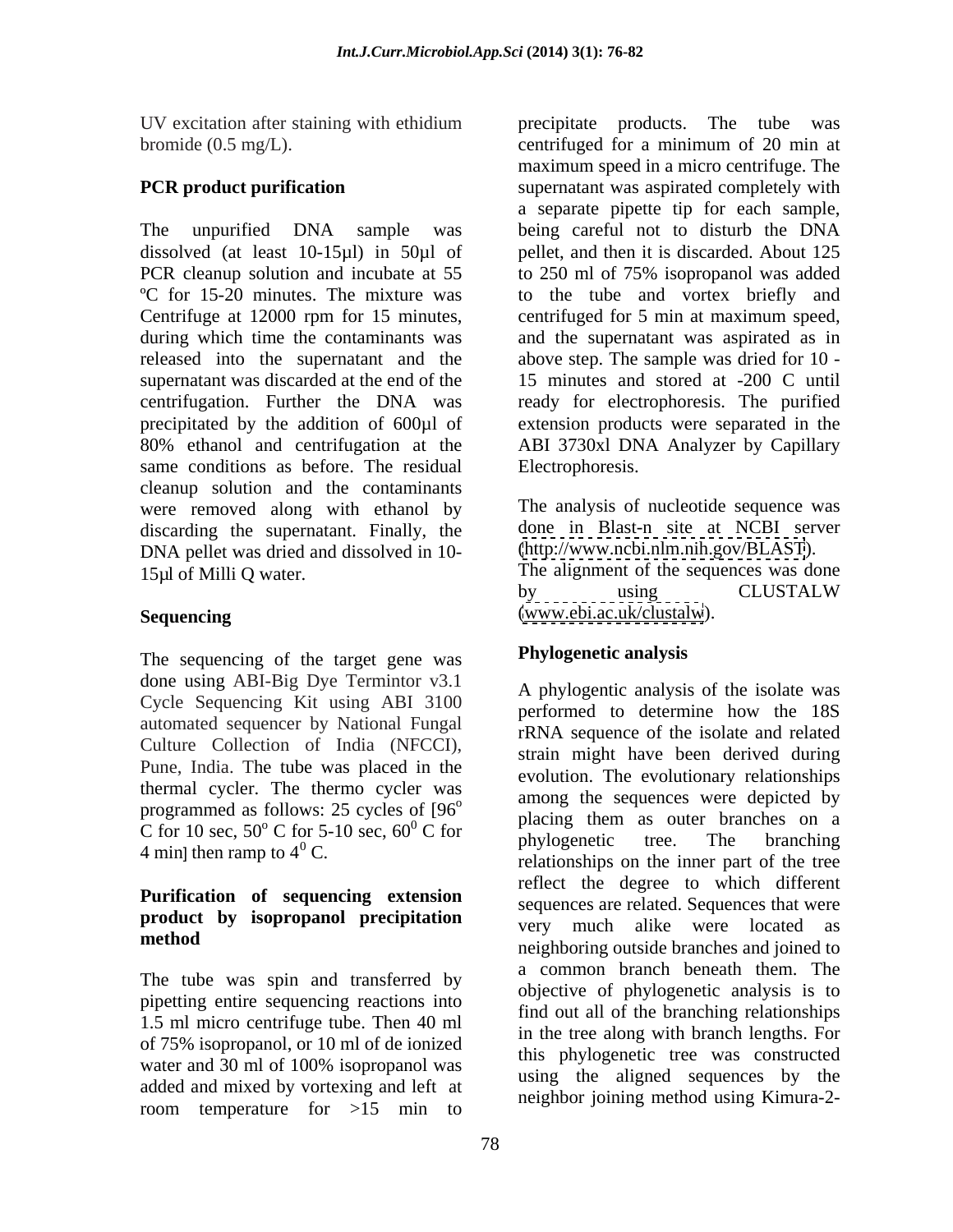UV excitation after staining with ethidium bromide (0.5 mg/L).

## PCR product purification

The unpurified DNA sample was dissolved (at least 10-15µl) in 50µl of PCR cleanup solution and incubate at 55 ºC for 15-20 minutes. The mixture was Centrifuge at 12000 rpm for 15 minutes, during which time the contaminants was released into the supernatant and the supernatant was discarded at the end of the centrifugation. Further the DNA was precipitated by the addition of 600µl of 80% ethanol and centrifugation at the same conditions as before. The residual cleanup solution and the contaminants were removed along with ethanol by discarding the supernatant. Finally, the DNA pellet was dried and dissolved in 10-15µl of Milli Q water.

## Sequencing

The sequencing of the target gene was done using ABI-Big Dye Termintor v3.1 Cycle Sequencing Kit using ABI 3100 automated sequencer by National Fungal Culture Collection of India (NFCCI), Pune, India. The tube was placed in the thermal cycler. The thermo cycler was programmed as follows: 25 cycles of [96$^o$ C for 10 sec, 50$^o$ C for 5-10 sec, 60$^0$ C for 4 min] then ramp to 4$^0$ C.

## Purification of sequencing extension product by isopropanol precipitation method

The tube was spin and transferred by pipetting entire sequencing reactions into 1.5 ml micro centrifuge tube. Then 40 ml of 75% isopropanol, or 10 ml of de ionized water and 30 ml of 100% isopropanol was added and mixed by vortexing and left at room temperature for >15 min to precipitate products. The tube was centrifuged for a minimum of 20 min at maximum speed in a micro centrifuge. The supernatant was aspirated completely with a separate pipette tip for each sample, being careful not to disturb the DNA pellet, and then it is discarded. About 125 to 250 ml of 75% isopropanol was added to the tube and vortex briefly and centrifuged for 5 min at maximum speed, and the supernatant was aspirated as in above step. The sample was dried for 10 - 15 minutes and stored at -200 C until ready for electrophoresis. The purified extension products were separated in the ABI 3730xl DNA Analyzer by Capillary Electrophoresis.

The analysis of nucleotide sequence was done in Blast-n site at NCBI server (http://www.ncbi.nlm.nih.gov/BLAST). The alignment of the sequences was done by using CLUSTALW (www.ebi.ac.uk/clustalw).

## Phylogenetic analysis

A phylogentic analysis of the isolate was performed to determine how the 18S rRNA sequence of the isolate and related strain might have been derived during evolution. The evolutionary relationships among the sequences were depicted by placing them as outer branches on a phylogenetic tree. The branching relationships on the inner part of the tree reflect the degree to which different sequences are related. Sequences that were very much alike were located as neighboring outside branches and joined to a common branch beneath them. The objective of phylogenetic analysis is to find out all of the branching relationships in the tree along with branch lengths. For this phylogenetic tree was constructed using the aligned sequences by the neighbor joining method using Kimura-2-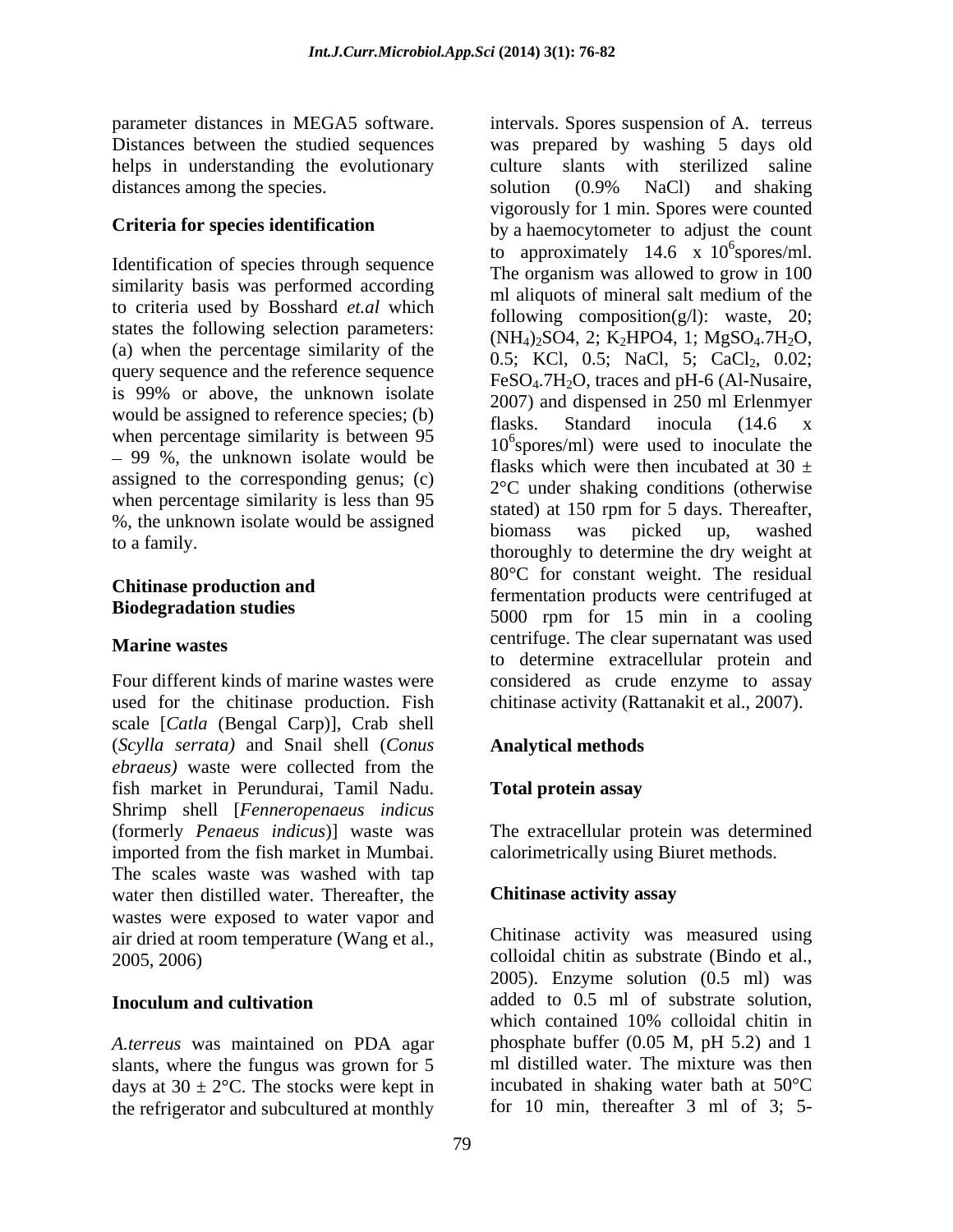parameter distances in MEGA5 software. Distances between the studied sequences helps in understanding the evolutionary distances among the species.

### Criteria for species identification

Identification of species through sequence similarity basis was performed according to criteria used by Bosshard *et.al* which states the following selection parameters: (a) when the percentage similarity of the query sequence and the reference sequence is 99% or above, the unknown isolate would be assigned to reference species; (b) when percentage similarity is between 95 – 99 %, the unknown isolate would be assigned to the corresponding genus; (c) when percentage similarity is less than 95 %, the unknown isolate would be assigned to a family.

### Chitinase production and Biodegradation studies

### Marine wastes

Four different kinds of marine wastes were used for the chitinase production. Fish scale [*Catla* (Bengal Carp)], Crab shell (*Scylla serrata)* and Snail shell (*Conus ebraeus)* waste were collected from the fish market in Perundurai, Tamil Nadu. Shrimp shell [*Fenneropenaeus indicus* (formerly *Penaeus indicus*)] waste was imported from the fish market in Mumbai. The scales waste was washed with tap water then distilled water. Thereafter, the wastes were exposed to water vapor and air dried at room temperature (Wang et al., 2005, 2006)

### Inoculum and cultivation

*A.terreus* was maintained on PDA agar slants, where the fungus was grown for 5 days at 30 ± 2°C. The stocks were kept in the refrigerator and subcultured at monthly intervals. Spores suspension of A. terreus was prepared by washing 5 days old culture slants with sterilized saline solution (0.9% NaCl) and shaking vigorously for 1 min. Spores were counted by a haemocytometer to adjust the count to approximately 14.6 x $10^6$spores/ml. The organism was allowed to grow in 100 ml aliquots of mineral salt medium of the following composition(g/l): waste, 20; $(NH_4)_2SO4$, 2; $K_2HPO4$, 1; $MgSO_4.7H_2O$, 0.5; KCl, 0.5; NaCl, 5; $CaCl_2$, 0.02; $FeSO_4.7H_2O$, traces and pH-6 (Al-Nusaire, 2007) and dispensed in 250 ml Erlenmyer flasks. Standard inocula (14.6 x $10^6$spores/ml) were used to inoculate the flasks which were then incubated at 30 ± 2°C under shaking conditions (otherwise stated) at 150 rpm for 5 days. Thereafter, biomass was picked up, washed thoroughly to determine the dry weight at 80°C for constant weight. The residual fermentation products were centrifuged at 5000 rpm for 15 min in a cooling centrifuge. The clear supernatant was used to determine extracellular protein and considered as crude enzyme to assay chitinase activity (Rattanakit et al., 2007).

### Analytical methods

### Total protein assay

The extracellular protein was determined calorimetrically using Biuret methods.

### Chitinase activity assay

Chitinase activity was measured using colloidal chitin as substrate (Bindo et al., 2005). Enzyme solution (0.5 ml) was added to 0.5 ml of substrate solution, which contained 10% colloidal chitin in phosphate buffer (0.05 M, pH 5.2) and 1 ml distilled water. The mixture was then incubated in shaking water bath at 50°C for 10 min, thereafter 3 ml of 3; 5-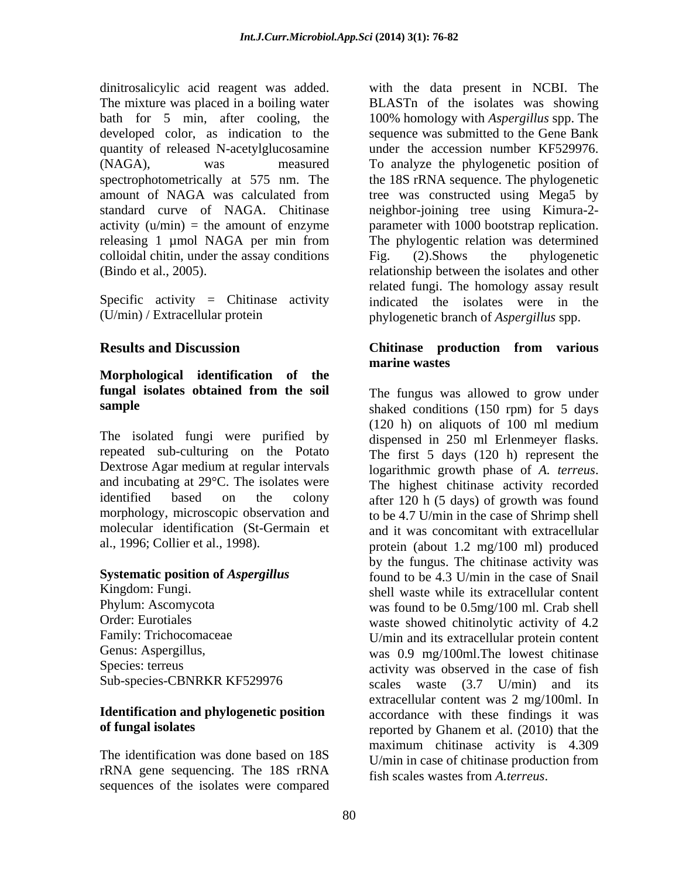dinitrosalicylic acid reagent was added. The mixture was placed in a boiling water bath for 5 min, after cooling, the developed color, as indication to the quantity of released N-acetylglucosamine (NAGA), was measured spectrophotometrically at 575 nm. The amount of NAGA was calculated from standard curve of NAGA. Chitinase activity (u/min) = the amount of enzyme releasing 1 µmol NAGA per min from colloidal chitin, under the assay conditions (Bindo et al., 2005).

Specific activity = Chitinase activity (U/min) / Extracellular protein

## Results and Discussion

### Morphological identification of the fungal isolates obtained from the soil sample

The isolated fungi were purified by repeated sub-culturing on the Potato Dextrose Agar medium at regular intervals and incubating at 29°C. The isolates were identified based on the colony morphology, microscopic observation and molecular identification (St-Germain et al., 1996; Collier et al., 1998).

### Systematic position of *Aspergillus*

Kingdom: Fungi.
Phylum: Ascomycota
Order: Eurotiales
Family: Trichocomaceae
Genus: Aspergillus,
Species: terreus
Sub-species-CBNRKR KF529976

### Identification and phylogenetic position of fungal isolates

The identification was done based on 18S rRNA gene sequencing. The 18S rRNA sequences of the isolates were compared with the data present in NCBI. The BLASTn of the isolates was showing 100% homology with *Aspergillus* spp. The sequence was submitted to the Gene Bank under the accession number KF529976. To analyze the phylogenetic position of the 18S rRNA sequence. The phylogenetic tree was constructed using Mega5 by neighbor-joining tree using Kimura-2-parameter with 1000 bootstrap replication. The phylogentic relation was determined Fig. (2).Shows the phylogenetic relationship between the isolates and other related fungi. The homology assay result indicated the isolates were in the phylogenetic branch of *Aspergillus* spp.

### Chitinase production from various marine wastes

The fungus was allowed to grow under shaked conditions (150 rpm) for 5 days (120 h) on aliquots of 100 ml medium dispensed in 250 ml Erlenmeyer flasks. The first 5 days (120 h) represent the logarithmic growth phase of *A. terreus*. The highest chitinase activity recorded after 120 h (5 days) of growth was found to be 4.7 U/min in the case of Shrimp shell and it was concomitant with extracellular protein (about 1.2 mg/100 ml) produced by the fungus. The chitinase activity was found to be 4.3 U/min in the case of Snail shell waste while its extracellular content was found to be 0.5mg/100 ml. Crab shell waste showed chitinolytic activity of 4.2 U/min and its extracellular protein content was 0.9 mg/100ml.The lowest chitinase activity was observed in the case of fish scales waste (3.7 U/min) and its extracellular content was 2 mg/100ml. In accordance with these findings it was reported by Ghanem et al. (2010) that the maximum chitinase activity is 4.309 U/min in case of chitinase production from fish scales wastes from *A.terreus*.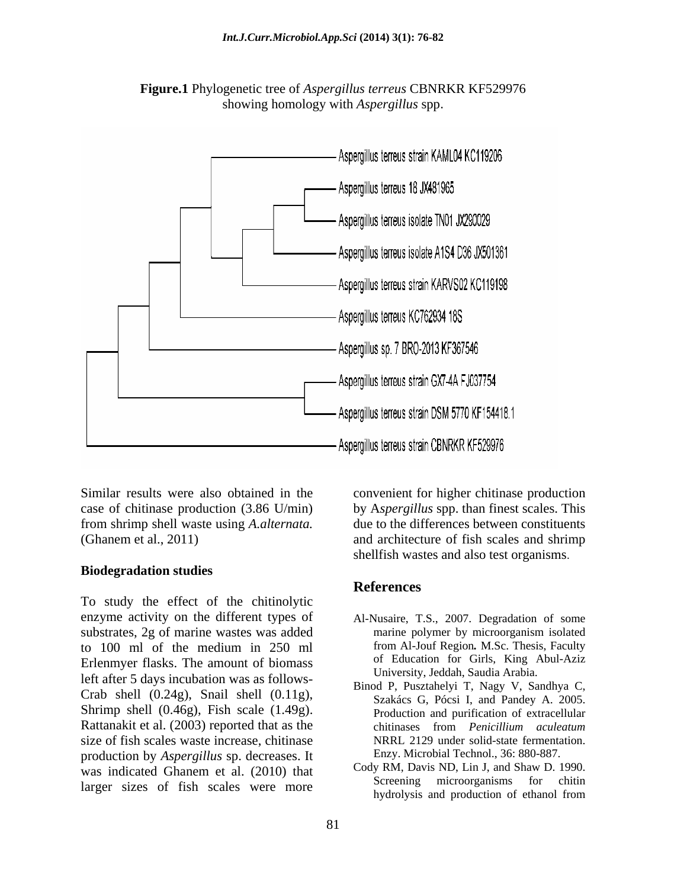**Figure.1** Phylogenetic tree of *Aspergillus terreus* CBNRKR KF529976 showing homology with *Aspergillus* spp.

Similar results were also obtained in the case of chitinase production (3.86 U/min) from shrimp shell waste using *A.alternata.* (Ghanem et al., 2011)

### Biodegradation studies

To study the effect of the chitinolytic enzyme activity on the different types of substrates, 2g of marine wastes was added to 100 ml of the medium in 250 ml Erlenmyer flasks. The amount of biomass left after 5 days incubation was as follows- Crab shell (0.24g), Snail shell (0.11g), Shrimp shell (0.46g), Fish scale (1.49g). Rattanakit et al. (2003) reported that as the size of fish scales waste increase, chitinase production by *Aspergillus* sp. decreases. It was indicated Ghanem et al. (2010) that larger sizes of fish scales were more convenient for higher chitinase production by A*spergillus* spp. than finest scales. This due to the differences between constituents and architecture of fish scales and shrimp shellfish wastes and also test organisms.

## References

Al-Nusaire, T.S., 2007. Degradation of some marine polymer by microorganism isolated from Al-Jouf Region**.** M.Sc. Thesis, Faculty of Education for Girls, King Abul-Aziz University, Jeddah, Saudia Arabia.

Binod P, Pusztahelyi T, Nagy V, Sandhya C, Szakács G, Pócsi I, and Pandey A. 2005. Production and purification of extracellular chitinases from *Penicillium aculeatum* NRRL 2129 under solid-state fermentation. Enzy. Microbial Technol., 36: 880-887.

Cody RM, Davis ND, Lin J, and Shaw D. 1990. Screening microorganisms for chitin hydrolysis and production of ethanol from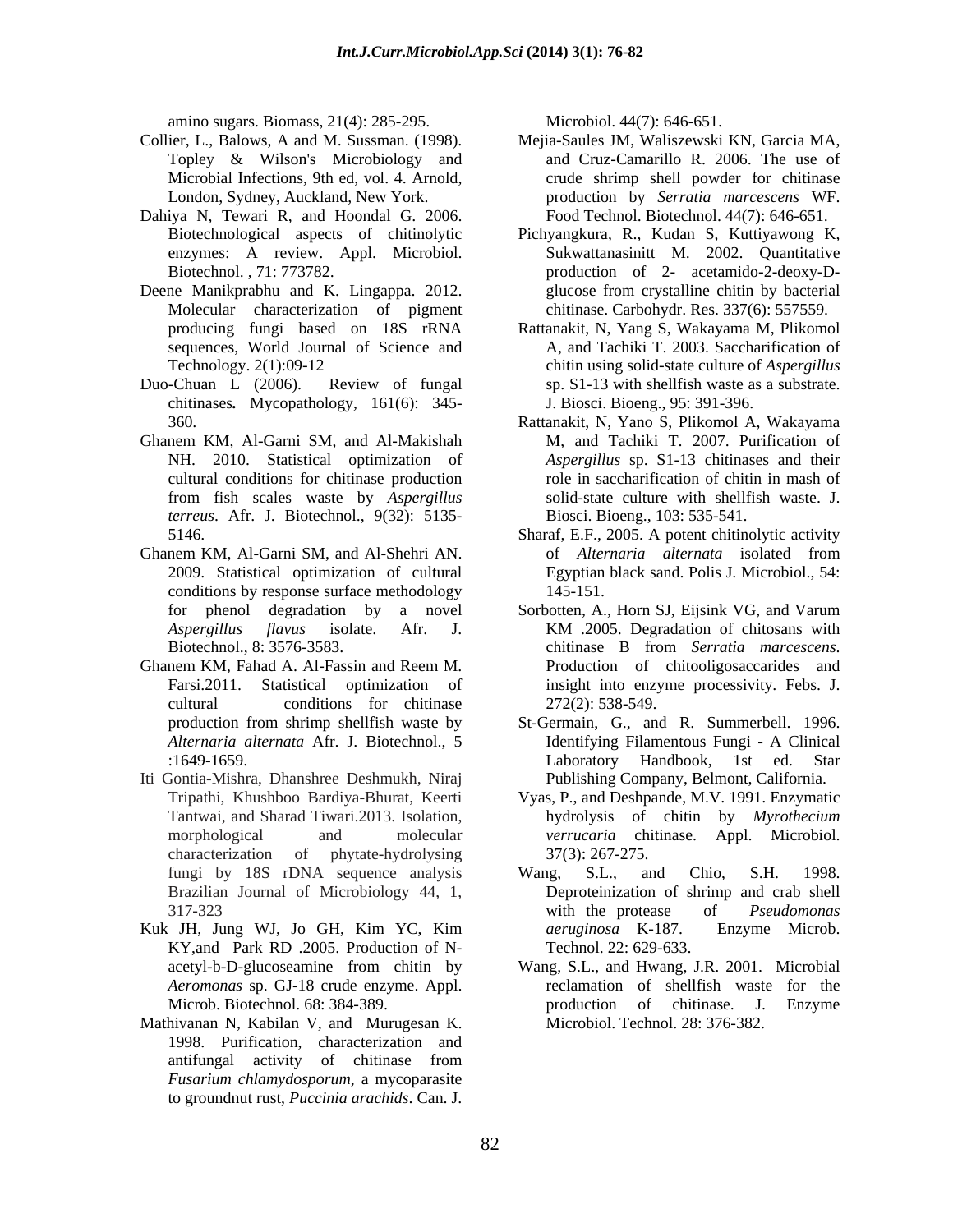amino sugars. Biomass, 21(4): 285-295.

Collier, L., Balows, A and M. Sussman. (1998). Topley & Wilson's Microbiology and Microbial Infections, 9th ed, vol. 4. Arnold, London, Sydney, Auckland, New York.

Dahiya N, Tewari R, and Hoondal G. 2006. Biotechnological aspects of chitinolytic enzymes: A review. Appl. Microbiol. Biotechnol. , 71: 773782.

Deene Manikprabhu and K. Lingappa. 2012. Molecular characterization of pigment producing fungi based on 18S rRNA sequences, World Journal of Science and Technology. 2(1):09-12

Duo-Chuan L (2006). Review of fungal chitinases**.** Mycopathology, 161(6): 345-360.

Ghanem KM, Al-Garni SM, and Al-Makishah NH. 2010. Statistical optimization of cultural conditions for chitinase production from fish scales waste by *Aspergillus terreus*. Afr. J. Biotechnol., 9(32): 5135-5146.

Ghanem KM, Al-Garni SM, and Al-Shehri AN. 2009. Statistical optimization of cultural conditions by response surface methodology for phenol degradation by a novel *Aspergillus flavus* isolate. Afr. J. Biotechnol., 8: 3576-3583.

Ghanem KM, Fahad A. Al-Fassin and Reem M. Farsi.2011. Statistical optimization of cultural conditions for chitinase production from shrimp shellfish waste by *Alternaria alternata* Afr. J. Biotechnol., 5 :1649-1659.

Iti Gontia-Mishra, Dhanshree Deshmukh, Niraj Tripathi, Khushboo Bardiya-Bhurat, Keerti Tantwai, and Sharad Tiwari.2013. Isolation, morphological and molecular characterization of phytate-hydrolysing fungi by 18S rDNA sequence analysis Brazilian Journal of Microbiology 44, 1, 317-323

Kuk JH, Jung WJ, Jo GH, Kim YC, Kim KY,and Park RD .2005. Production of N-acetyl-b-D-glucoseamine from chitin by *Aeromonas* sp. GJ-18 crude enzyme. Appl. Microb. Biotechnol. 68: 384-389.

Mathivanan N, Kabilan V, and Murugesan K. 1998. Purification, characterization and antifungal activity of chitinase from *Fusarium chlamydosporum*, a mycoparasite to groundnut rust, *Puccinia arachids*. Can. J. Microbiol. 44(7): 646-651.

Mejia-Saules JM, Waliszewski KN, Garcia MA, and Cruz-Camarillo R. 2006. The use of crude shrimp shell powder for chitinase production by *Serratia marcescens* WF. Food Technol. Biotechnol. 44(7): 646-651.

Pichyangkura, R., Kudan S, Kuttiyawong K, Sukwattanasinitt M. 2002. Quantitative production of 2- acetamido-2-deoxy-D-glucose from crystalline chitin by bacterial chitinase. Carbohydr. Res. 337(6): 557559.

Rattanakit, N, Yang S, Wakayama M, Plikomol A, and Tachiki T. 2003. Saccharification of chitin using solid-state culture of *Aspergillus* sp. S1-13 with shellfish waste as a substrate. J. Biosci. Bioeng., 95: 391-396.

Rattanakit, N, Yano S, Plikomol A, Wakayama M, and Tachiki T. 2007. Purification of *Aspergillus* sp. S1-13 chitinases and their role in saccharification of chitin in mash of solid-state culture with shellfish waste. J. Biosci. Bioeng., 103: 535-541.

Sharaf, E.F., 2005. A potent chitinolytic activity of *Alternaria alternata* isolated from Egyptian black sand. Polis J. Microbiol., 54: 145-151.

Sorbotten, A., Horn SJ, Eijsink VG, and Varum KM .2005. Degradation of chitosans with chitinase B from *Serratia marcescens*. Production of chitooligosaccarides and insight into enzyme processivity. Febs. J. 272(2): 538-549.

St-Germain, G., and R. Summerbell. 1996. Identifying Filamentous Fungi - A Clinical Laboratory Handbook, 1st ed. Star Publishing Company, Belmont, California.

Vyas, P., and Deshpande, M.V. 1991. Enzymatic hydrolysis of chitin by *Myrothecium verrucaria* chitinase. Appl. Microbiol. 37(3): 267-275.

Wang, S.L., and Chio, S.H. 1998. Deproteinization of shrimp and crab shell with the protease of *Pseudomonas aeruginosa* K-187. Enzyme Microb. Technol. 22: 629-633.

Wang, S.L., and Hwang, J.R. 2001. Microbial reclamation of shellfish waste for the production of chitinase. J. Enzyme Microbiol. Technol. 28: 376-382.